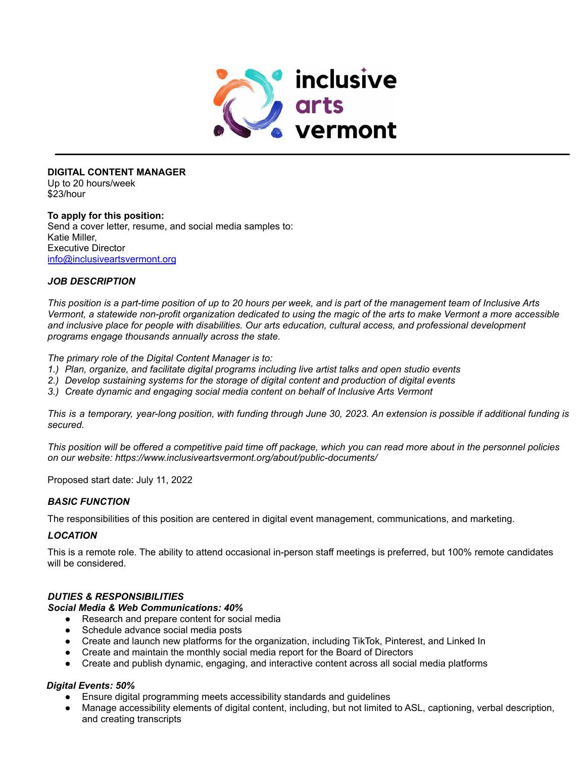inclusive arts vermont

**DIGITAL CONTENT MANAGER**
Up to 20 hours/week
$23/hour

**To apply for this position:**
Send a cover letter, resume, and social media samples to:
Katie Miller,
Executive Director
info@inclusiveartsvermont.org

***JOB DESCRIPTION***

*This position is a part-time position of up to 20 hours per week, and is part of the management team of Inclusive Arts Vermont, a statewide non-profit organization dedicated to using the magic of the arts to make Vermont a more accessible and inclusive place for people with disabilities. Our arts education, cultural access, and professional development programs engage thousands annually across the state.*

*The primary role of the Digital Content Manager is to:*
*1.) Plan, organize, and facilitate digital programs including live artist talks and open studio events*
*2.) Develop sustaining systems for the storage of digital content and production of digital events*
*3.) Create dynamic and engaging social media content on behalf of Inclusive Arts Vermont*

*This is a temporary, year-long position, with funding through June 30, 2023. An extension is possible if additional funding is secured.*

*This position will be offered a competitive paid time off package, which you can read more about in the personnel policies on our website: https://www.inclusiveartsvermont.org/about/public-documents/*

Proposed start date: July 11, 2022

***BASIC FUNCTION***

The responsibilities of this position are centered in digital event management, communications, and marketing.

***LOCATION***

This is a remote role. The ability to attend occasional in-person staff meetings is preferred, but 100% remote candidates will be considered.

***DUTIES & RESPONSIBILITIES***

***Social Media & Web Communications: 40%***

- Research and prepare content for social media
- Schedule advance social media posts
- Create and launch new platforms for the organization, including TikTok, Pinterest, and Linked In
- Create and maintain the monthly social media report for the Board of Directors
- Create and publish dynamic, engaging, and interactive content across all social media platforms

***Digital Events: 50%***

- Ensure digital programming meets accessibility standards and guidelines
- Manage accessibility elements of digital content, including, but not limited to ASL, captioning, verbal description, and creating transcripts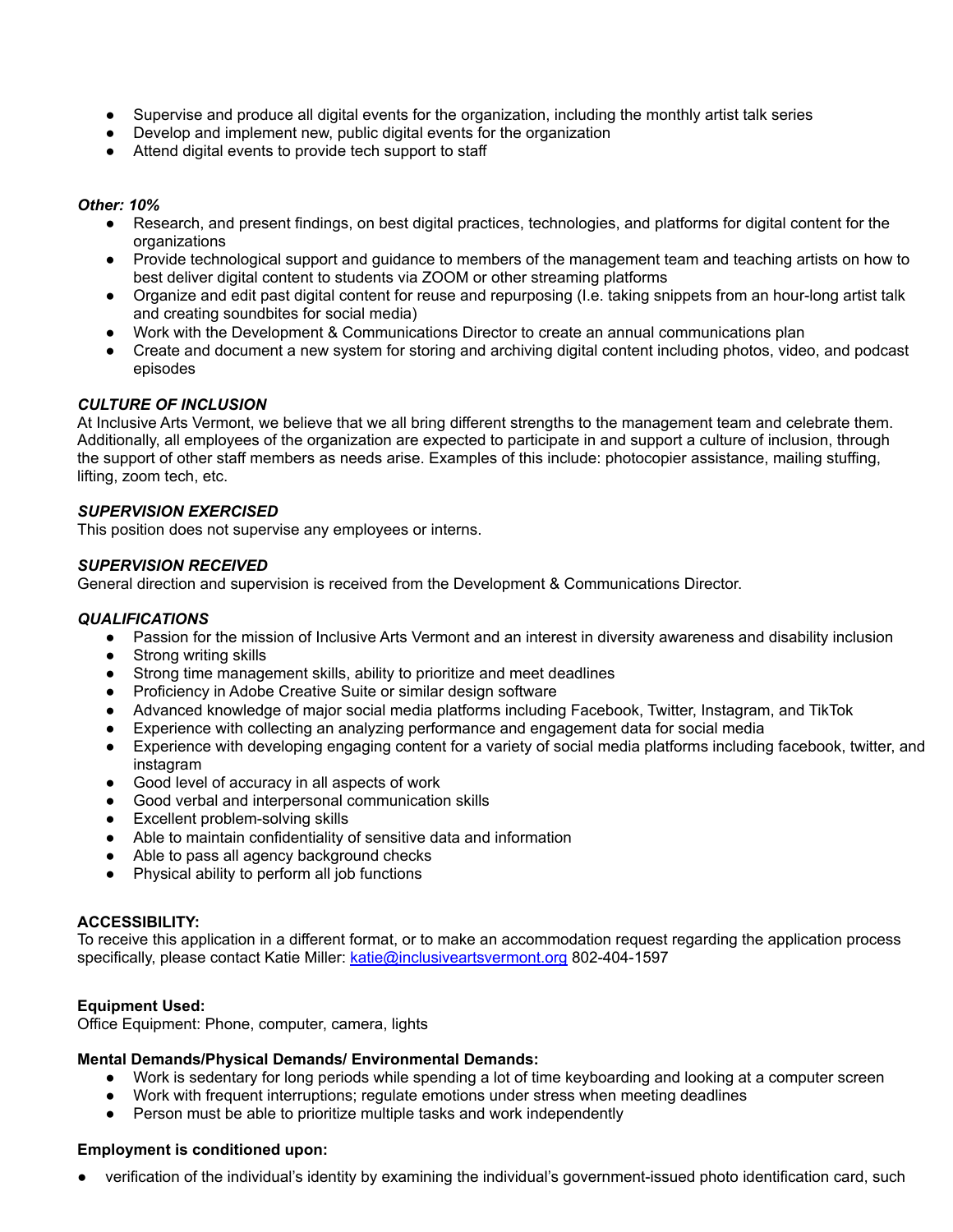- Supervise and produce all digital events for the organization, including the monthly artist talk series
- Develop and implement new, public digital events for the organization
- Attend digital events to provide tech support to staff

***Other: 10%***

- Research, and present findings, on best digital practices, technologies, and platforms for digital content for the organizations
- Provide technological support and guidance to members of the management team and teaching artists on how to best deliver digital content to students via ZOOM or other streaming platforms
- Organize and edit past digital content for reuse and repurposing (I.e. taking snippets from an hour-long artist talk and creating soundbites for social media)
- Work with the Development & Communications Director to create an annual communications plan
- Create and document a new system for storing and archiving digital content including photos, video, and podcast episodes

***CULTURE OF INCLUSION***

At Inclusive Arts Vermont, we believe that we all bring different strengths to the management team and celebrate them. Additionally, all employees of the organization are expected to participate in and support a culture of inclusion, through the support of other staff members as needs arise. Examples of this include: photocopier assistance, mailing stuffing, lifting, zoom tech, etc.

***SUPERVISION EXERCISED***

This position does not supervise any employees or interns.

***SUPERVISION RECEIVED***

General direction and supervision is received from the Development & Communications Director.

***QUALIFICATIONS***

- Passion for the mission of Inclusive Arts Vermont and an interest in diversity awareness and disability inclusion
- Strong writing skills
- Strong time management skills, ability to prioritize and meet deadlines
- Proficiency in Adobe Creative Suite or similar design software
- Advanced knowledge of major social media platforms including Facebook, Twitter, Instagram, and TikTok
- Experience with collecting an analyzing performance and engagement data for social media
- Experience with developing engaging content for a variety of social media platforms including facebook, twitter, and instagram
- Good level of accuracy in all aspects of work
- Good verbal and interpersonal communication skills
- Excellent problem-solving skills
- Able to maintain confidentiality of sensitive data and information
- Able to pass all agency background checks
- Physical ability to perform all job functions

**ACCESSIBILITY:**

To receive this application in a different format, or to make an accommodation request regarding the application process specifically, please contact Katie Miller: [katie@inclusiveartsvermont.org](mailto:katie@inclusiveartsvermont.org) 802-404-1597

**Equipment Used:**

Office Equipment: Phone, computer, camera, lights

**Mental Demands/Physical Demands/ Environmental Demands:**

- Work is sedentary for long periods while spending a lot of time keyboarding and looking at a computer screen
- Work with frequent interruptions; regulate emotions under stress when meeting deadlines
- Person must be able to prioritize multiple tasks and work independently

**Employment is conditioned upon:**

- verification of the individual's identity by examining the individual's government-issued photo identification card, such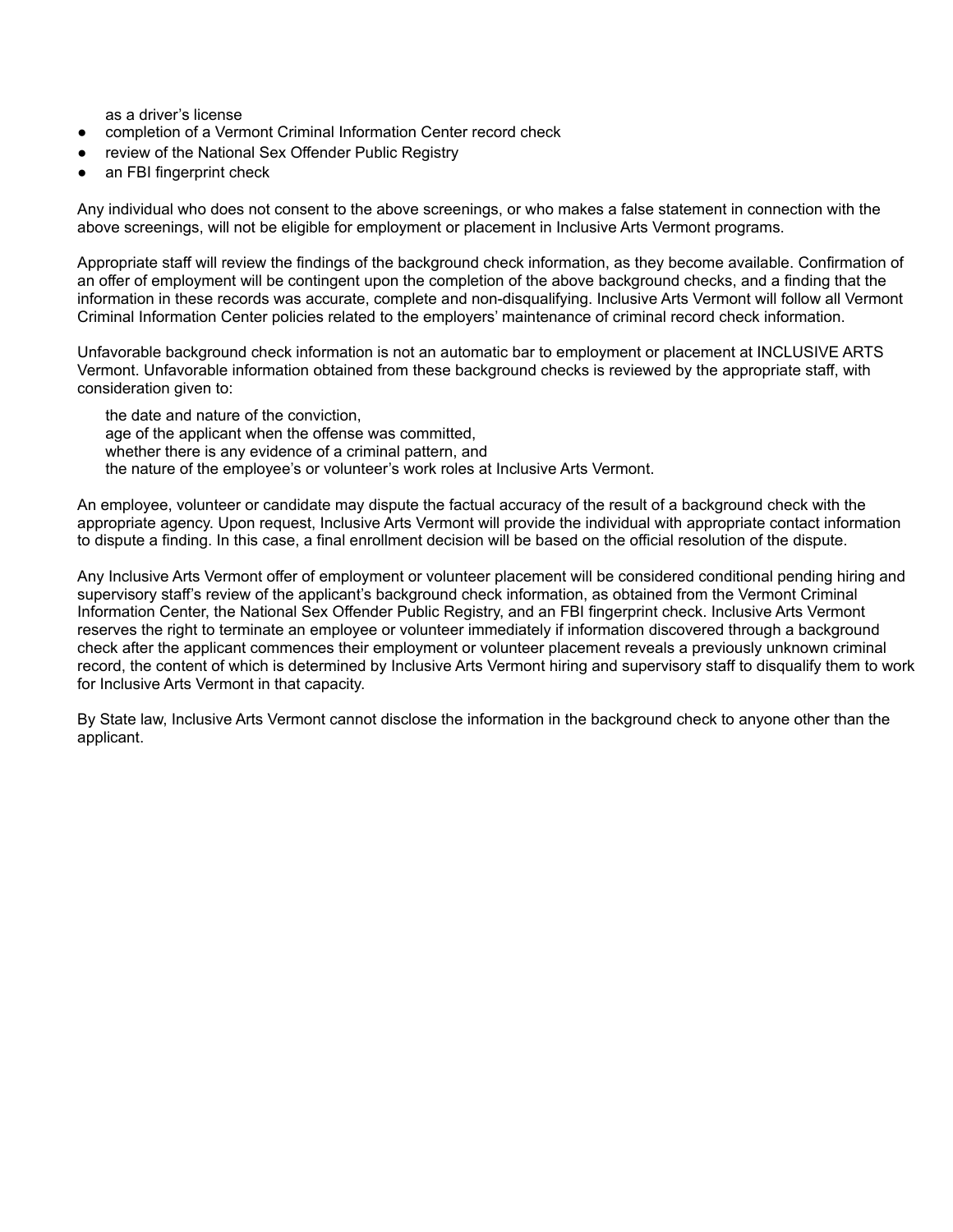as a driver's license

- completion of a Vermont Criminal Information Center record check
- review of the National Sex Offender Public Registry
- an FBI fingerprint check

Any individual who does not consent to the above screenings, or who makes a false statement in connection with the above screenings, will not be eligible for employment or placement in Inclusive Arts Vermont programs.

Appropriate staff will review the findings of the background check information, as they become available. Confirmation of an offer of employment will be contingent upon the completion of the above background checks, and a finding that the information in these records was accurate, complete and non-disqualifying. Inclusive Arts Vermont will follow all Vermont Criminal Information Center policies related to the employers' maintenance of criminal record check information.

Unfavorable background check information is not an automatic bar to employment or placement at INCLUSIVE ARTS Vermont. Unfavorable information obtained from these background checks is reviewed by the appropriate staff, with consideration given to:

the date and nature of the conviction,
age of the applicant when the offense was committed,
whether there is any evidence of a criminal pattern, and
the nature of the employee's or volunteer's work roles at Inclusive Arts Vermont.

An employee, volunteer or candidate may dispute the factual accuracy of the result of a background check with the appropriate agency. Upon request, Inclusive Arts Vermont will provide the individual with appropriate contact information to dispute a finding. In this case, a final enrollment decision will be based on the official resolution of the dispute.

Any Inclusive Arts Vermont offer of employment or volunteer placement will be considered conditional pending hiring and supervisory staff's review of the applicant's background check information, as obtained from the Vermont Criminal Information Center, the National Sex Offender Public Registry, and an FBI fingerprint check. Inclusive Arts Vermont reserves the right to terminate an employee or volunteer immediately if information discovered through a background check after the applicant commences their employment or volunteer placement reveals a previously unknown criminal record, the content of which is determined by Inclusive Arts Vermont hiring and supervisory staff to disqualify them to work for Inclusive Arts Vermont in that capacity.

By State law, Inclusive Arts Vermont cannot disclose the information in the background check to anyone other than the applicant.